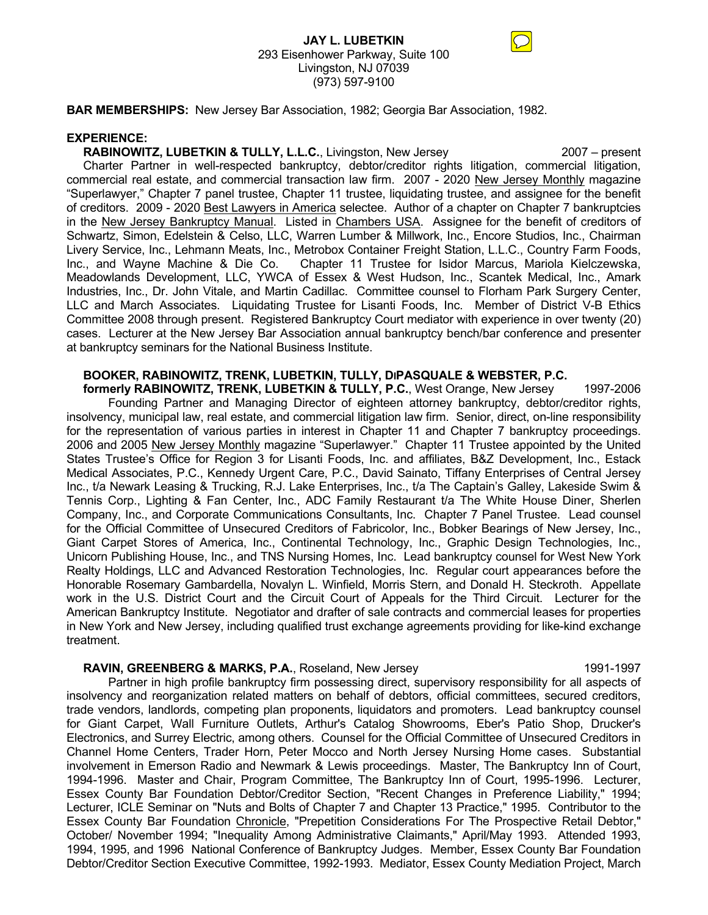**JAY L. LUBETKIN**
293 Eisenhower Parkway, Suite 100
Livingston, NJ 07039
(973) 597-9100

**BAR MEMBERSHIPS:** New Jersey Bar Association, 1982; Georgia Bar Association, 1982.

**EXPERIENCE:**

**RABINOWITZ, LUBETKIN & TULLY, L.L.C.**, Livingston, New Jersey — 2007 – present

Charter Partner in well-respected bankruptcy, debtor/creditor rights litigation, commercial litigation, commercial real estate, and commercial transaction law firm. 2007 - 2020 New Jersey Monthly magazine "Superlawyer," Chapter 7 panel trustee, Chapter 11 trustee, liquidating trustee, and assignee for the benefit of creditors. 2009 - 2020 Best Lawyers in America selectee. Author of a chapter on Chapter 7 bankruptcies in the New Jersey Bankruptcy Manual. Listed in Chambers USA. Assignee for the benefit of creditors of Schwartz, Simon, Edelstein & Celso, LLC, Warren Lumber & Millwork, Inc., Encore Studios, Inc., Chairman Livery Service, Inc., Lehmann Meats, Inc., Metrobox Container Freight Station, L.L.C., Country Farm Foods, Inc., and Wayne Machine & Die Co. Chapter 11 Trustee for Isidor Marcus, Mariola Kielczewska, Meadowlands Development, LLC, YWCA of Essex & West Hudson, Inc., Scantek Medical, Inc., Amark Industries, Inc., Dr. John Vitale, and Martin Cadillac. Committee counsel to Florham Park Surgery Center, LLC and March Associates. Liquidating Trustee for Lisanti Foods, Inc. Member of District V-B Ethics Committee 2008 through present. Registered Bankruptcy Court mediator with experience in over twenty (20) cases. Lecturer at the New Jersey Bar Association annual bankruptcy bench/bar conference and presenter at bankruptcy seminars for the National Business Institute.

**BOOKER, RABINOWITZ, TRENK, LUBETKIN, TULLY, DIPASQUALE & WEBSTER, P.C. formerly RABINOWITZ, TRENK, LUBETKIN & TULLY, P.C.**, West Orange, New Jersey — 1997-2006

Founding Partner and Managing Director of eighteen attorney bankruptcy, debtor/creditor rights, insolvency, municipal law, real estate, and commercial litigation law firm. Senior, direct, on-line responsibility for the representation of various parties in interest in Chapter 11 and Chapter 7 bankruptcy proceedings. 2006 and 2005 New Jersey Monthly magazine "Superlawyer." Chapter 11 Trustee appointed by the United States Trustee's Office for Region 3 for Lisanti Foods, Inc. and affiliates, B&Z Development, Inc., Estack Medical Associates, P.C., Kennedy Urgent Care, P.C., David Sainato, Tiffany Enterprises of Central Jersey Inc., t/a Newark Leasing & Trucking, R.J. Lake Enterprises, Inc., t/a The Captain's Galley, Lakeside Swim & Tennis Corp., Lighting & Fan Center, Inc., ADC Family Restaurant t/a The White House Diner, Sherlen Company, Inc., and Corporate Communications Consultants, Inc. Chapter 7 Panel Trustee. Lead counsel for the Official Committee of Unsecured Creditors of Fabricolor, Inc., Bobker Bearings of New Jersey, Inc., Giant Carpet Stores of America, Inc., Continental Technology, Inc., Graphic Design Technologies, Inc., Unicorn Publishing House, Inc., and TNS Nursing Homes, Inc. Lead bankruptcy counsel for West New York Realty Holdings, LLC and Advanced Restoration Technologies, Inc. Regular court appearances before the Honorable Rosemary Gambardella, Novalyn L. Winfield, Morris Stern, and Donald H. Steckroth. Appellate work in the U.S. District Court and the Circuit Court of Appeals for the Third Circuit. Lecturer for the American Bankruptcy Institute. Negotiator and drafter of sale contracts and commercial leases for properties in New York and New Jersey, including qualified trust exchange agreements providing for like-kind exchange treatment.

**RAVIN, GREENBERG & MARKS, P.A.**, Roseland, New Jersey — 1991-1997

Partner in high profile bankruptcy firm possessing direct, supervisory responsibility for all aspects of insolvency and reorganization related matters on behalf of debtors, official committees, secured creditors, trade vendors, landlords, competing plan proponents, liquidators and promoters. Lead bankruptcy counsel for Giant Carpet, Wall Furniture Outlets, Arthur's Catalog Showrooms, Eber's Patio Shop, Drucker's Electronics, and Surrey Electric, among others. Counsel for the Official Committee of Unsecured Creditors in Channel Home Centers, Trader Horn, Peter Mocco and North Jersey Nursing Home cases. Substantial involvement in Emerson Radio and Newmark & Lewis proceedings. Master, The Bankruptcy Inn of Court, 1994-1996. Master and Chair, Program Committee, The Bankruptcy Inn of Court, 1995-1996. Lecturer, Essex County Bar Foundation Debtor/Creditor Section, "Recent Changes in Preference Liability," 1994; Lecturer, ICLE Seminar on "Nuts and Bolts of Chapter 7 and Chapter 13 Practice," 1995. Contributor to the Essex County Bar Foundation Chronicle, "Prepetition Considerations For The Prospective Retail Debtor," October/ November 1994; "Inequality Among Administrative Claimants," April/May 1993. Attended 1993, 1994, 1995, and 1996 National Conference of Bankruptcy Judges. Member, Essex County Bar Foundation Debtor/Creditor Section Executive Committee, 1992-1993. Mediator, Essex County Mediation Project, March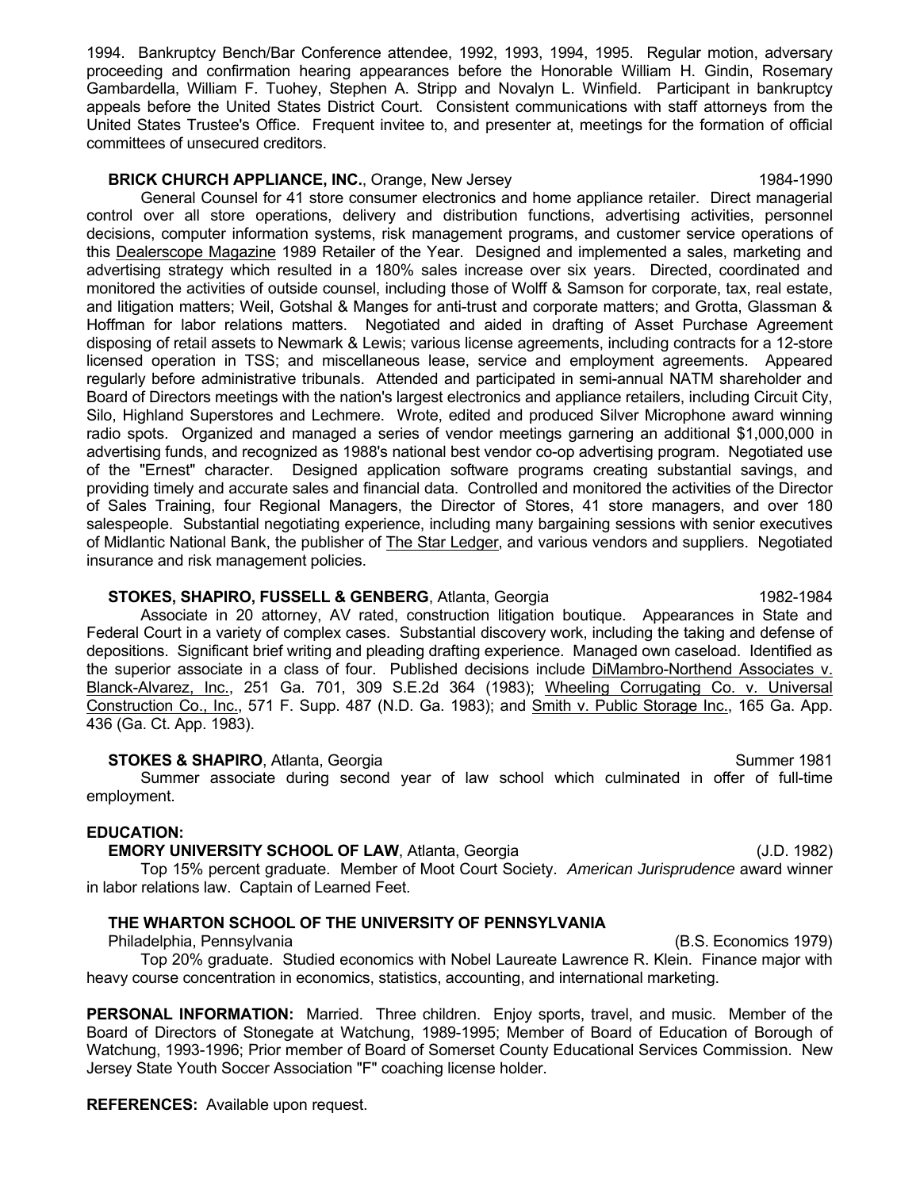1994. Bankruptcy Bench/Bar Conference attendee, 1992, 1993, 1994, 1995. Regular motion, adversary proceeding and confirmation hearing appearances before the Honorable William H. Gindin, Rosemary Gambardella, William F. Tuohey, Stephen A. Stripp and Novalyn L. Winfield. Participant in bankruptcy appeals before the United States District Court. Consistent communications with staff attorneys from the United States Trustee's Office. Frequent invitee to, and presenter at, meetings for the formation of official committees of unsecured creditors.

**BRICK CHURCH APPLIANCE, INC.**, Orange, New Jersey — 1984-1990

General Counsel for 41 store consumer electronics and home appliance retailer. Direct managerial control over all store operations, delivery and distribution functions, advertising activities, personnel decisions, computer information systems, risk management programs, and customer service operations of this <u>Dealerscope Magazine</u> 1989 Retailer of the Year. Designed and implemented a sales, marketing and advertising strategy which resulted in a 180% sales increase over six years. Directed, coordinated and monitored the activities of outside counsel, including those of Wolff & Samson for corporate, tax, real estate, and litigation matters; Weil, Gotshal & Manges for anti-trust and corporate matters; and Grotta, Glassman & Hoffman for labor relations matters. Negotiated and aided in drafting of Asset Purchase Agreement disposing of retail assets to Newmark & Lewis; various license agreements, including contracts for a 12-store licensed operation in TSS; and miscellaneous lease, service and employment agreements. Appeared regularly before administrative tribunals. Attended and participated in semi-annual NATM shareholder and Board of Directors meetings with the nation's largest electronics and appliance retailers, including Circuit City, Silo, Highland Superstores and Lechmere. Wrote, edited and produced Silver Microphone award winning radio spots. Organized and managed a series of vendor meetings garnering an additional $1,000,000 in advertising funds, and recognized as 1988's national best vendor co-op advertising program. Negotiated use of the "Ernest" character. Designed application software programs creating substantial savings, and providing timely and accurate sales and financial data. Controlled and monitored the activities of the Director of Sales Training, four Regional Managers, the Director of Stores, 41 store managers, and over 180 salespeople. Substantial negotiating experience, including many bargaining sessions with senior executives of Midlantic National Bank, the publisher of <u>The Star Ledger</u>, and various vendors and suppliers. Negotiated insurance and risk management policies.

**STOKES, SHAPIRO, FUSSELL & GENBERG**, Atlanta, Georgia — 1982-1984

Associate in 20 attorney, AV rated, construction litigation boutique. Appearances in State and Federal Court in a variety of complex cases. Substantial discovery work, including the taking and defense of depositions. Significant brief writing and pleading drafting experience. Managed own caseload. Identified as the superior associate in a class of four. Published decisions include <u>DiMambro-Northend Associates v. Blanck-Alvarez, Inc.</u>, 251 Ga. 701, 309 S.E.2d 364 (1983); <u>Wheeling Corrugating Co. v. Universal Construction Co., Inc.</u>, 571 F. Supp. 487 (N.D. Ga. 1983); and <u>Smith v. Public Storage Inc.</u>, 165 Ga. App. 436 (Ga. Ct. App. 1983).

**STOKES & SHAPIRO**, Atlanta, Georgia — Summer 1981

Summer associate during second year of law school which culminated in offer of full-time employment.

**EDUCATION:**

**EMORY UNIVERSITY SCHOOL OF LAW**, Atlanta, Georgia — (J.D. 1982)

Top 15% percent graduate. Member of Moot Court Society. *American Jurisprudence* award winner in labor relations law. Captain of Learned Feet.

**THE WHARTON SCHOOL OF THE UNIVERSITY OF PENNSYLVANIA**
Philadelphia, Pennsylvania — (B.S. Economics 1979)

Top 20% graduate. Studied economics with Nobel Laureate Lawrence R. Klein. Finance major with heavy course concentration in economics, statistics, accounting, and international marketing.

**PERSONAL INFORMATION:** Married. Three children. Enjoy sports, travel, and music. Member of the Board of Directors of Stonegate at Watchung, 1989-1995; Member of Board of Education of Borough of Watchung, 1993-1996; Prior member of Board of Somerset County Educational Services Commission. New Jersey State Youth Soccer Association "F" coaching license holder.

**REFERENCES:** Available upon request.